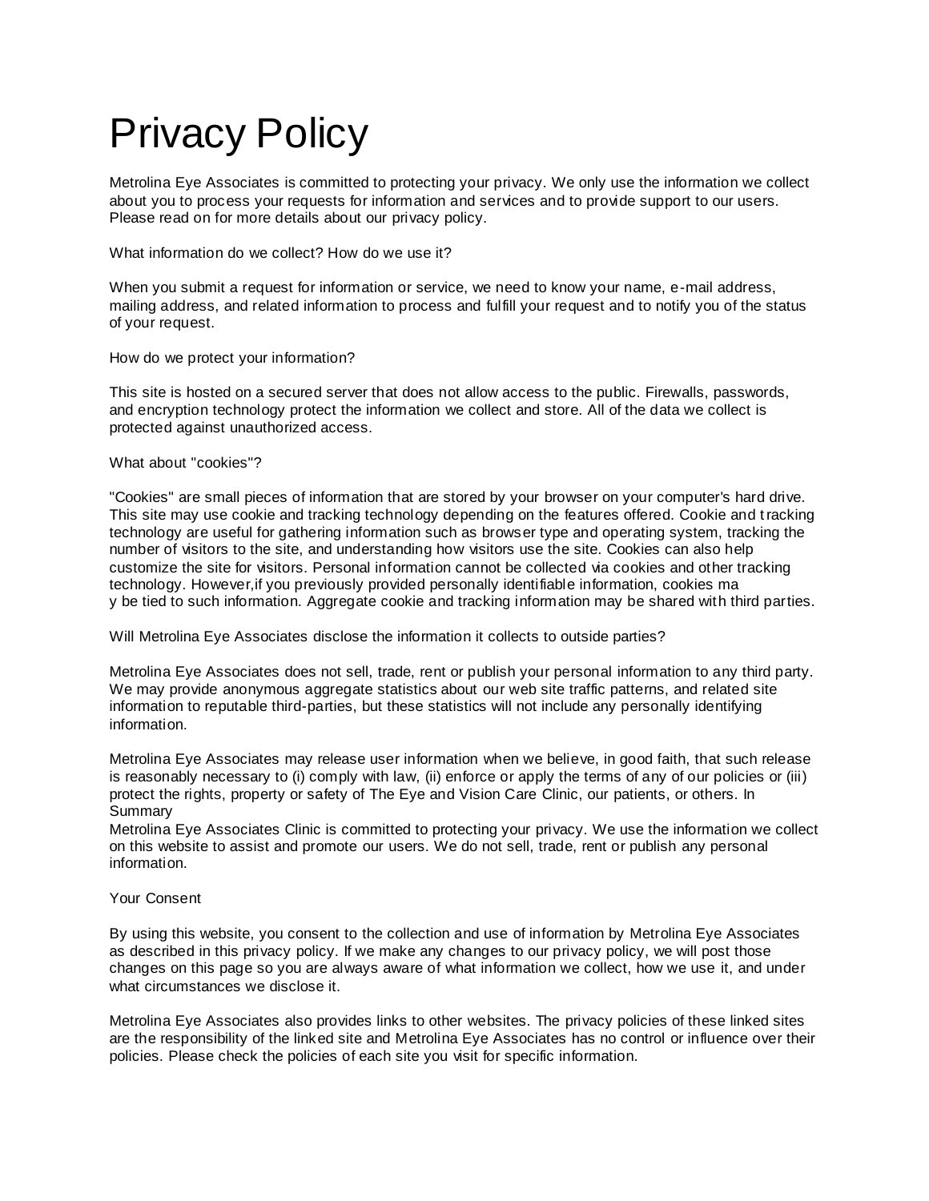# Privacy Policy

Metrolina Eye Associates is committed to protecting your privacy. We only use the information we collect about you to process your requests for information and services and to provide support to our users. Please read on for more details about our privacy policy.

What information do we collect? How do we use it?

When you submit a request for information or service, we need to know your name, e-mail address, mailing address, and related information to process and fulfill your request and to notify you of the status of your request.

How do we protect your information?

This site is hosted on a secured server that does not allow access to the public. Firewalls, passwords, and encryption technology protect the information we collect and store. All of the data we collect is protected against unauthorized access.

What about "cookies"?

"Cookies" are small pieces of information that are stored by your browser on your computer's hard drive. This site may use cookie and tracking technology depending on the features offered. Cookie and tracking technology are useful for gathering information such as browser type and operating system, tracking the number of visitors to the site, and understanding how visitors use the site. Cookies can also help customize the site for visitors. Personal information cannot be collected via cookies and other tracking technology. However,if you previously provided personally identifiable information, cookies ma y be tied to such information. Aggregate cookie and tracking information may be shared with third parties.

Will Metrolina Eye Associates disclose the information it collects to outside parties?

Metrolina Eye Associates does not sell, trade, rent or publish your personal information to any third party. We may provide anonymous aggregate statistics about our web site traffic patterns, and related site information to reputable third-parties, but these statistics will not include any personally identifying information.

Metrolina Eye Associates may release user information when we believe, in good faith, that such release is reasonably necessary to (i) comply with law, (ii) enforce or apply the terms of any of our policies or (iii) protect the rights, property or safety of The Eye and Vision Care Clinic, our patients, or others. In Summary
Metrolina Eye Associates Clinic is committed to protecting your privacy. We use the information we collect on this website to assist and promote our users. We do not sell, trade, rent or publish any personal information.

Your Consent

By using this website, you consent to the collection and use of information by Metrolina Eye Associates as described in this privacy policy. If we make any changes to our privacy policy, we will post those changes on this page so you are always aware of what information we collect, how we use it, and under what circumstances we disclose it.

Metrolina Eye Associates also provides links to other websites. The privacy policies of these linked sites are the responsibility of the linked site and Metrolina Eye Associates has no control or influence over their policies. Please check the policies of each site you visit for specific information.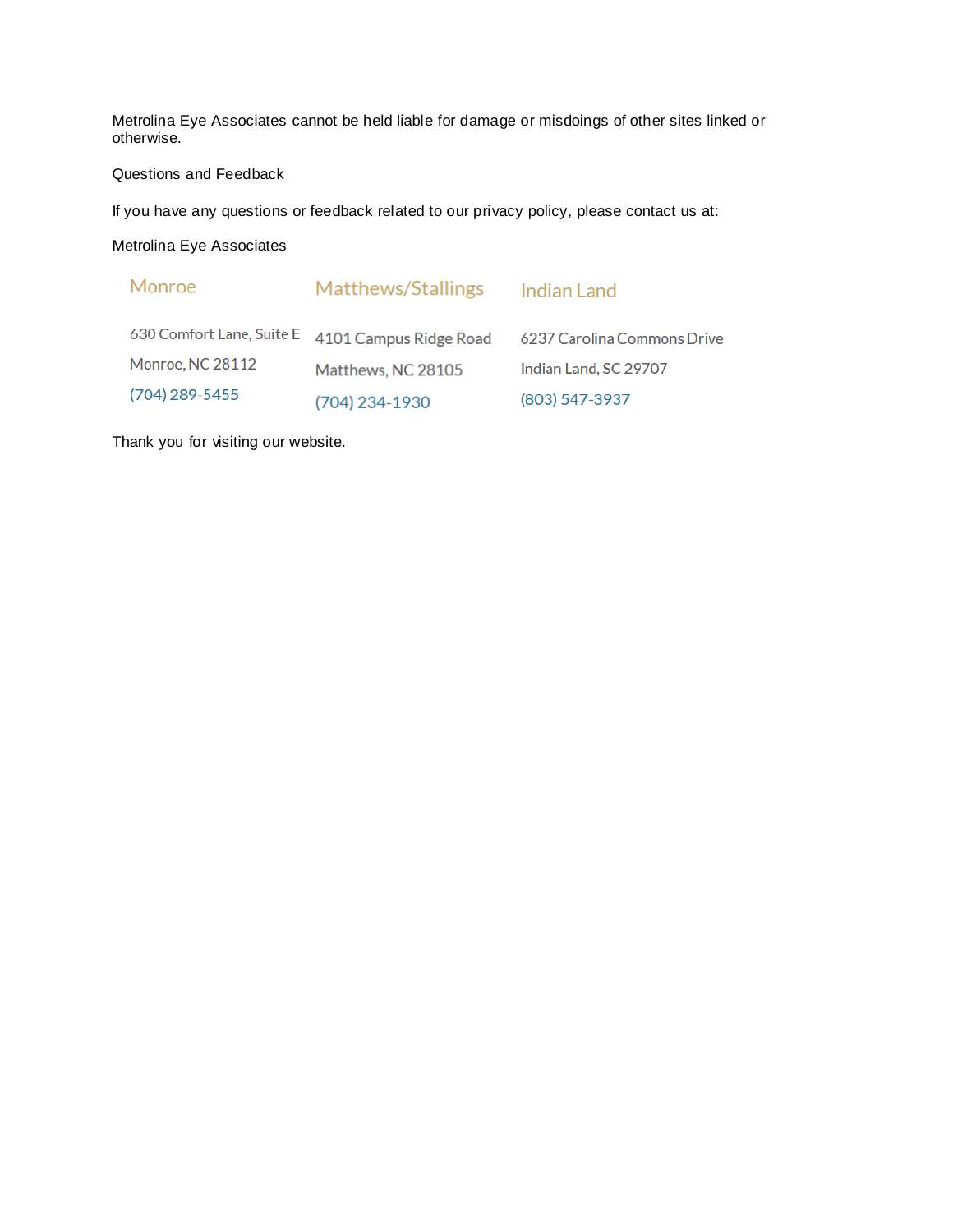Metrolina Eye Associates cannot be held liable for damage or misdoings of other sites linked or otherwise.

Questions and Feedback

If you have any questions or feedback related to our privacy policy, please contact us at:

Metrolina Eye Associates

**Monroe**

630 Comfort Lane, Suite E
Monroe, NC 28112
(704) 289-5455

**Matthews/Stallings**

4101 Campus Ridge Road
Matthews, NC 28105
(704) 234-1930

**Indian Land**

6237 Carolina Commons Drive
Indian Land, SC 29707
(803) 547-3937

Thank you for visiting our website.